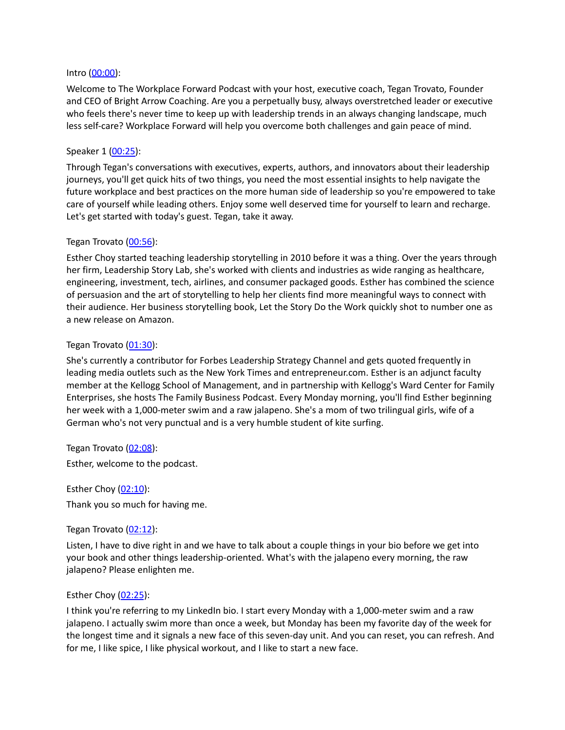Intro ([00:00](#)):

Welcome to The Workplace Forward Podcast with your host, executive coach, Tegan Trovato, Founder and CEO of Bright Arrow Coaching. Are you a perpetually busy, always overstretched leader or executive who feels there's never time to keep up with leadership trends in an always changing landscape, much less self-care? Workplace Forward will help you overcome both challenges and gain peace of mind.

Speaker 1 ([00:25](#)):

Through Tegan's conversations with executives, experts, authors, and innovators about their leadership journeys, you'll get quick hits of two things, you need the most essential insights to help navigate the future workplace and best practices on the more human side of leadership so you're empowered to take care of yourself while leading others. Enjoy some well deserved time for yourself to learn and recharge. Let's get started with today's guest. Tegan, take it away.

Tegan Trovato ([00:56](#)):

Esther Choy started teaching leadership storytelling in 2010 before it was a thing. Over the years through her firm, Leadership Story Lab, she's worked with clients and industries as wide ranging as healthcare, engineering, investment, tech, airlines, and consumer packaged goods. Esther has combined the science of persuasion and the art of storytelling to help her clients find more meaningful ways to connect with their audience. Her business storytelling book, Let the Story Do the Work quickly shot to number one as a new release on Amazon.

Tegan Trovato ([01:30](#)):

She's currently a contributor for Forbes Leadership Strategy Channel and gets quoted frequently in leading media outlets such as the New York Times and entrepreneur.com. Esther is an adjunct faculty member at the Kellogg School of Management, and in partnership with Kellogg's Ward Center for Family Enterprises, she hosts The Family Business Podcast. Every Monday morning, you'll find Esther beginning her week with a 1,000-meter swim and a raw jalapeno. She's a mom of two trilingual girls, wife of a German who's not very punctual and is a very humble student of kite surfing.

Tegan Trovato ([02:08](#)):

Esther, welcome to the podcast.

Esther Choy ([02:10](#)):

Thank you so much for having me.

Tegan Trovato ([02:12](#)):

Listen, I have to dive right in and we have to talk about a couple things in your bio before we get into your book and other things leadership-oriented. What's with the jalapeno every morning, the raw jalapeno? Please enlighten me.

Esther Choy ([02:25](#)):

I think you're referring to my LinkedIn bio. I start every Monday with a 1,000-meter swim and a raw jalapeno. I actually swim more than once a week, but Monday has been my favorite day of the week for the longest time and it signals a new face of this seven-day unit. And you can reset, you can refresh. And for me, I like spice, I like physical workout, and I like to start a new face.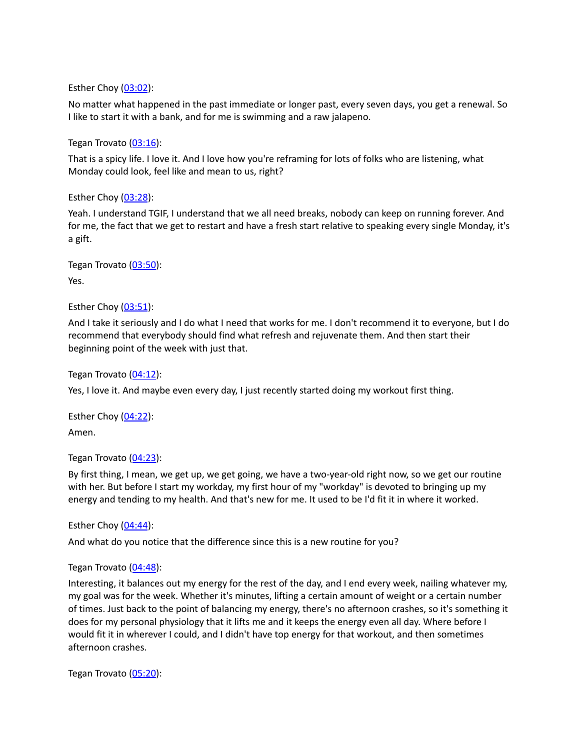Esther Choy ([03:02](#)):

No matter what happened in the past immediate or longer past, every seven days, you get a renewal. So I like to start it with a bank, and for me is swimming and a raw jalapeno.

Tegan Trovato ([03:16](#)):

That is a spicy life. I love it. And I love how you're reframing for lots of folks who are listening, what Monday could look, feel like and mean to us, right?

Esther Choy ([03:28](#)):

Yeah. I understand TGIF, I understand that we all need breaks, nobody can keep on running forever. And for me, the fact that we get to restart and have a fresh start relative to speaking every single Monday, it's a gift.

Tegan Trovato ([03:50](#)):

Yes.

Esther Choy ([03:51](#)):

And I take it seriously and I do what I need that works for me. I don't recommend it to everyone, but I do recommend that everybody should find what refresh and rejuvenate them. And then start their beginning point of the week with just that.

Tegan Trovato ([04:12](#)):

Yes, I love it. And maybe even every day, I just recently started doing my workout first thing.

Esther Choy ([04:22](#)):

Amen.

Tegan Trovato ([04:23](#)):

By first thing, I mean, we get up, we get going, we have a two-year-old right now, so we get our routine with her. But before I start my workday, my first hour of my "workday" is devoted to bringing up my energy and tending to my health. And that's new for me. It used to be I'd fit it in where it worked.

Esther Choy ([04:44](#)):

And what do you notice that the difference since this is a new routine for you?

Tegan Trovato ([04:48](#)):

Interesting, it balances out my energy for the rest of the day, and I end every week, nailing whatever my, my goal was for the week. Whether it's minutes, lifting a certain amount of weight or a certain number of times. Just back to the point of balancing my energy, there's no afternoon crashes, so it's something it does for my personal physiology that it lifts me and it keeps the energy even all day. Where before I would fit it in wherever I could, and I didn't have top energy for that workout, and then sometimes afternoon crashes.

Tegan Trovato ([05:20](#)):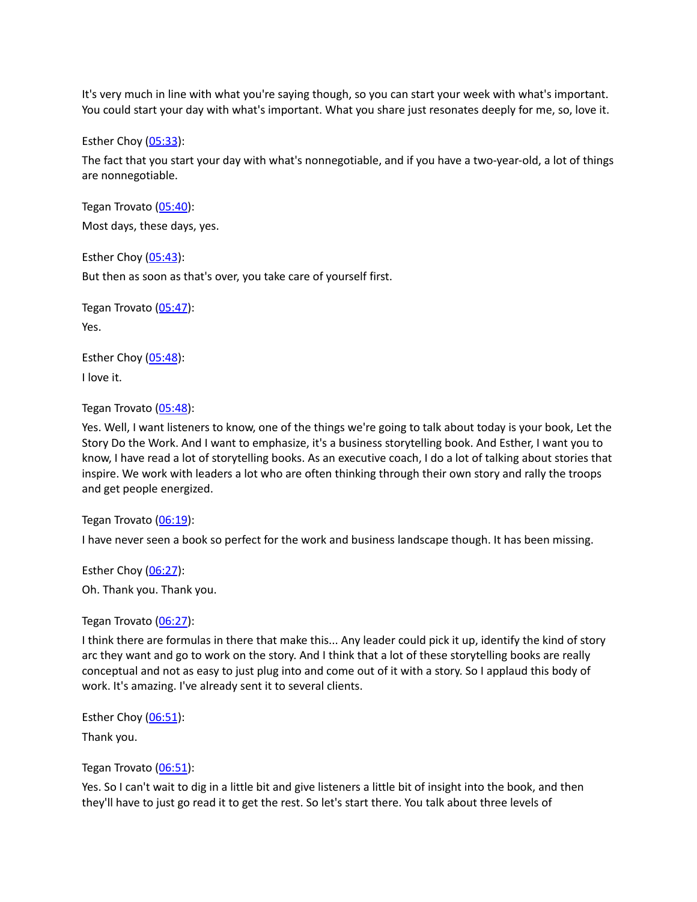It's very much in line with what you're saying though, so you can start your week with what's important. You could start your day with what's important. What you share just resonates deeply for me, so, love it.

Esther Choy ([05:33](#)):

The fact that you start your day with what's nonnegotiable, and if you have a two-year-old, a lot of things are nonnegotiable.

Tegan Trovato ([05:40](#)):

Most days, these days, yes.

Esther Choy ([05:43](#)):

But then as soon as that's over, you take care of yourself first.

Tegan Trovato ([05:47](#)):

Yes.

Esther Choy ([05:48](#)):

I love it.

Tegan Trovato ([05:48](#)):

Yes. Well, I want listeners to know, one of the things we're going to talk about today is your book, Let the Story Do the Work. And I want to emphasize, it's a business storytelling book. And Esther, I want you to know, I have read a lot of storytelling books. As an executive coach, I do a lot of talking about stories that inspire. We work with leaders a lot who are often thinking through their own story and rally the troops and get people energized.

Tegan Trovato ([06:19](#)):

I have never seen a book so perfect for the work and business landscape though. It has been missing.

Esther Choy ([06:27](#)):

Oh. Thank you. Thank you.

Tegan Trovato ([06:27](#)):

I think there are formulas in there that make this... Any leader could pick it up, identify the kind of story arc they want and go to work on the story. And I think that a lot of these storytelling books are really conceptual and not as easy to just plug into and come out of it with a story. So I applaud this body of work. It's amazing. I've already sent it to several clients.

Esther Choy ([06:51](#)):

Thank you.

Tegan Trovato ([06:51](#)):

Yes. So I can't wait to dig in a little bit and give listeners a little bit of insight into the book, and then they'll have to just go read it to get the rest. So let's start there. You talk about three levels of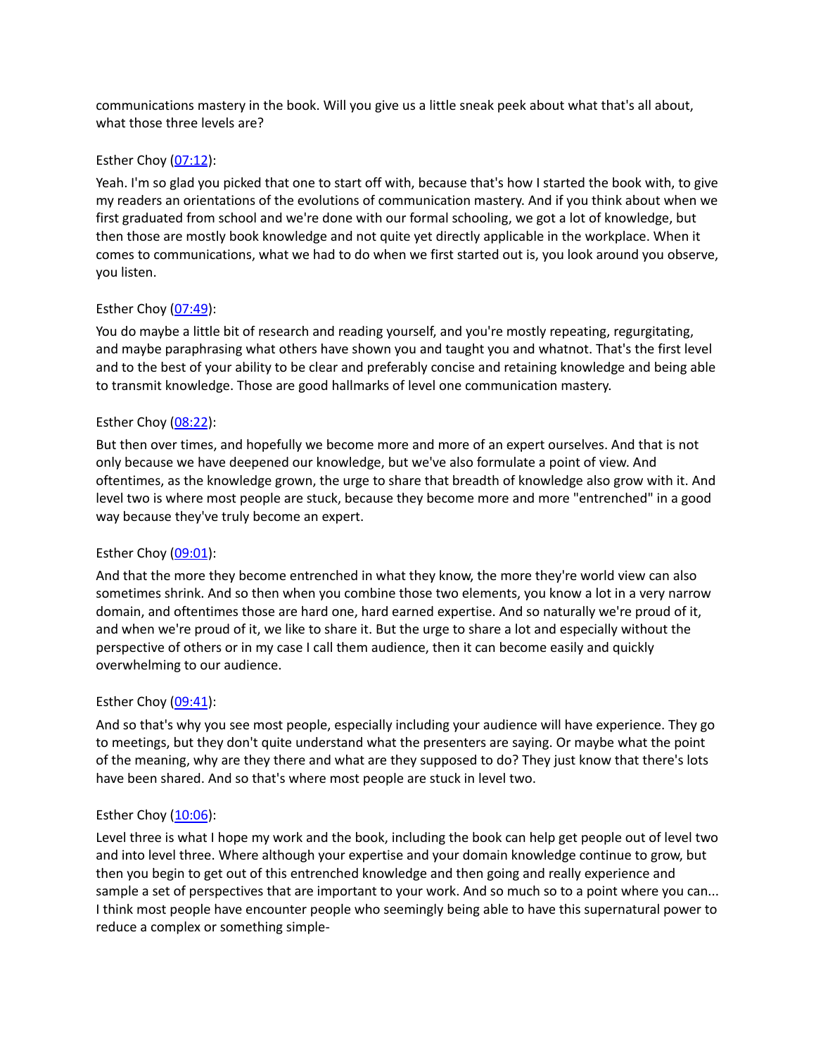communications mastery in the book. Will you give us a little sneak peek about what that's all about, what those three levels are?

Esther Choy ([07:12](#)):

Yeah. I'm so glad you picked that one to start off with, because that's how I started the book with, to give my readers an orientations of the evolutions of communication mastery. And if you think about when we first graduated from school and we're done with our formal schooling, we got a lot of knowledge, but then those are mostly book knowledge and not quite yet directly applicable in the workplace. When it comes to communications, what we had to do when we first started out is, you look around you observe, you listen.

Esther Choy ([07:49](#)):

You do maybe a little bit of research and reading yourself, and you're mostly repeating, regurgitating, and maybe paraphrasing what others have shown you and taught you and whatnot. That's the first level and to the best of your ability to be clear and preferably concise and retaining knowledge and being able to transmit knowledge. Those are good hallmarks of level one communication mastery.

Esther Choy ([08:22](#)):

But then over times, and hopefully we become more and more of an expert ourselves. And that is not only because we have deepened our knowledge, but we've also formulate a point of view. And oftentimes, as the knowledge grown, the urge to share that breadth of knowledge also grow with it. And level two is where most people are stuck, because they become more and more "entrenched" in a good way because they've truly become an expert.

Esther Choy ([09:01](#)):

And that the more they become entrenched in what they know, the more they're world view can also sometimes shrink. And so then when you combine those two elements, you know a lot in a very narrow domain, and oftentimes those are hard one, hard earned expertise. And so naturally we're proud of it, and when we're proud of it, we like to share it. But the urge to share a lot and especially without the perspective of others or in my case I call them audience, then it can become easily and quickly overwhelming to our audience.

Esther Choy ([09:41](#)):

And so that's why you see most people, especially including your audience will have experience. They go to meetings, but they don't quite understand what the presenters are saying. Or maybe what the point of the meaning, why are they there and what are they supposed to do? They just know that there's lots have been shared. And so that's where most people are stuck in level two.

Esther Choy ([10:06](#)):

Level three is what I hope my work and the book, including the book can help get people out of level two and into level three. Where although your expertise and your domain knowledge continue to grow, but then you begin to get out of this entrenched knowledge and then going and really experience and sample a set of perspectives that are important to your work. And so much so to a point where you can... I think most people have encounter people who seemingly being able to have this supernatural power to reduce a complex or something simple-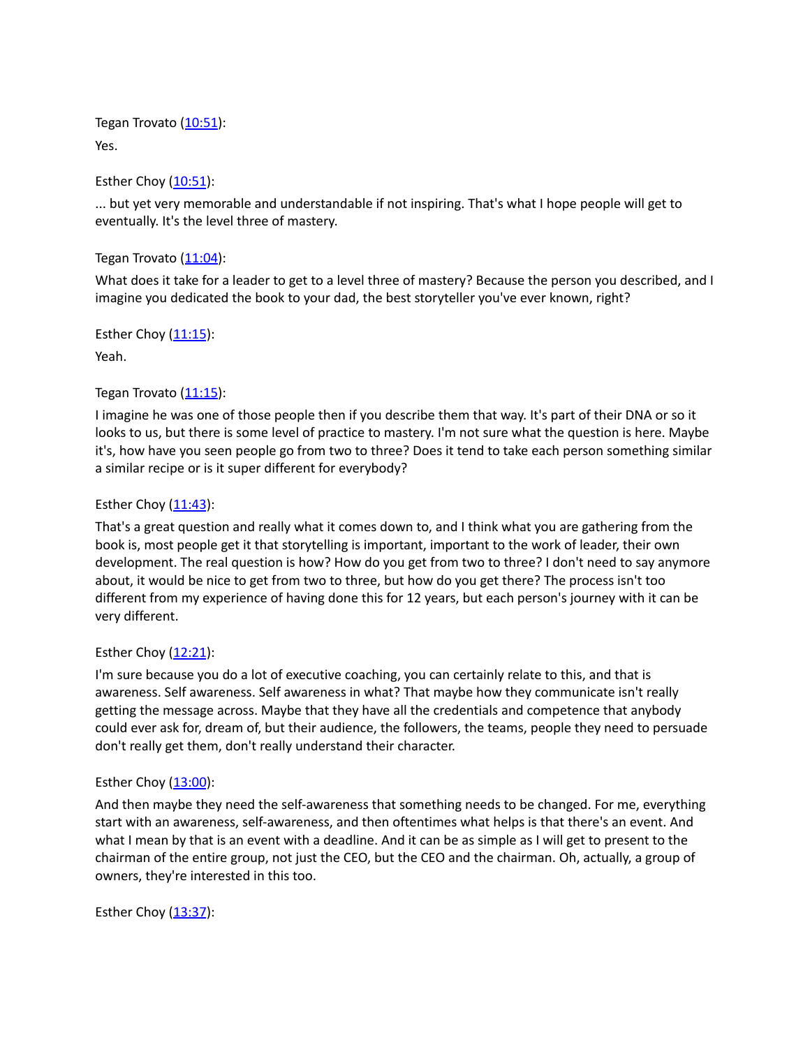Tegan Trovato ([10:51]()):

Yes.

Esther Choy ([10:51]()):

... but yet very memorable and understandable if not inspiring. That's what I hope people will get to eventually. It's the level three of mastery.

Tegan Trovato ([11:04]()):

What does it take for a leader to get to a level three of mastery? Because the person you described, and I imagine you dedicated the book to your dad, the best storyteller you've ever known, right?

Esther Choy ([11:15]()):

Yeah.

Tegan Trovato ([11:15]()):

I imagine he was one of those people then if you describe them that way. It's part of their DNA or so it looks to us, but there is some level of practice to mastery. I'm not sure what the question is here. Maybe it's, how have you seen people go from two to three? Does it tend to take each person something similar a similar recipe or is it super different for everybody?

Esther Choy ([11:43]()):

That's a great question and really what it comes down to, and I think what you are gathering from the book is, most people get it that storytelling is important, important to the work of leader, their own development. The real question is how? How do you get from two to three? I don't need to say anymore about, it would be nice to get from two to three, but how do you get there? The process isn't too different from my experience of having done this for 12 years, but each person's journey with it can be very different.

Esther Choy ([12:21]()):

I'm sure because you do a lot of executive coaching, you can certainly relate to this, and that is awareness. Self awareness. Self awareness in what? That maybe how they communicate isn't really getting the message across. Maybe that they have all the credentials and competence that anybody could ever ask for, dream of, but their audience, the followers, the teams, people they need to persuade don't really get them, don't really understand their character.

Esther Choy ([13:00]()):

And then maybe they need the self-awareness that something needs to be changed. For me, everything start with an awareness, self-awareness, and then oftentimes what helps is that there's an event. And what I mean by that is an event with a deadline. And it can be as simple as I will get to present to the chairman of the entire group, not just the CEO, but the CEO and the chairman. Oh, actually, a group of owners, they're interested in this too.

Esther Choy ([13:37]()):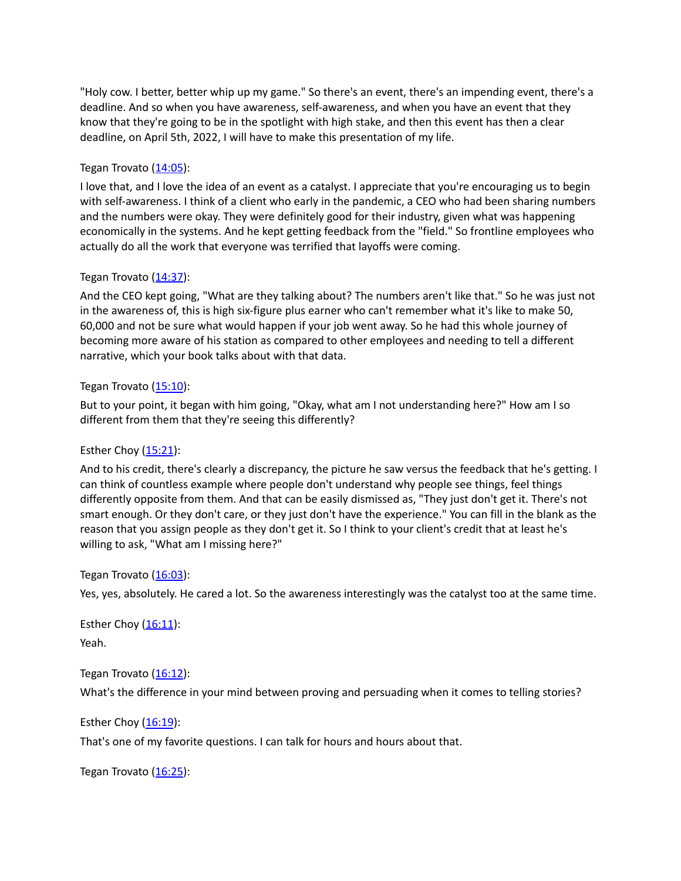"Holy cow. I better, better whip up my game." So there's an event, there's an impending event, there's a deadline. And so when you have awareness, self-awareness, and when you have an event that they know that they're going to be in the spotlight with high stake, and then this event has then a clear deadline, on April 5th, 2022, I will have to make this presentation of my life.

Tegan Trovato (14:05):

I love that, and I love the idea of an event as a catalyst. I appreciate that you're encouraging us to begin with self-awareness. I think of a client who early in the pandemic, a CEO who had been sharing numbers and the numbers were okay. They were definitely good for their industry, given what was happening economically in the systems. And he kept getting feedback from the "field." So frontline employees who actually do all the work that everyone was terrified that layoffs were coming.

Tegan Trovato (14:37):

And the CEO kept going, "What are they talking about? The numbers aren't like that." So he was just not in the awareness of, this is high six-figure plus earner who can't remember what it's like to make 50, 60,000 and not be sure what would happen if your job went away. So he had this whole journey of becoming more aware of his station as compared to other employees and needing to tell a different narrative, which your book talks about with that data.

Tegan Trovato (15:10):

But to your point, it began with him going, "Okay, what am I not understanding here?" How am I so different from them that they're seeing this differently?

Esther Choy (15:21):

And to his credit, there's clearly a discrepancy, the picture he saw versus the feedback that he's getting. I can think of countless example where people don't understand why people see things, feel things differently opposite from them. And that can be easily dismissed as, "They just don't get it. There's not smart enough. Or they don't care, or they just don't have the experience." You can fill in the blank as the reason that you assign people as they don't get it. So I think to your client's credit that at least he's willing to ask, "What am I missing here?"

Tegan Trovato (16:03):

Yes, yes, absolutely. He cared a lot. So the awareness interestingly was the catalyst too at the same time.

Esther Choy (16:11):

Yeah.

Tegan Trovato (16:12):

What's the difference in your mind between proving and persuading when it comes to telling stories?

Esther Choy (16:19):

That's one of my favorite questions. I can talk for hours and hours about that.

Tegan Trovato (16:25):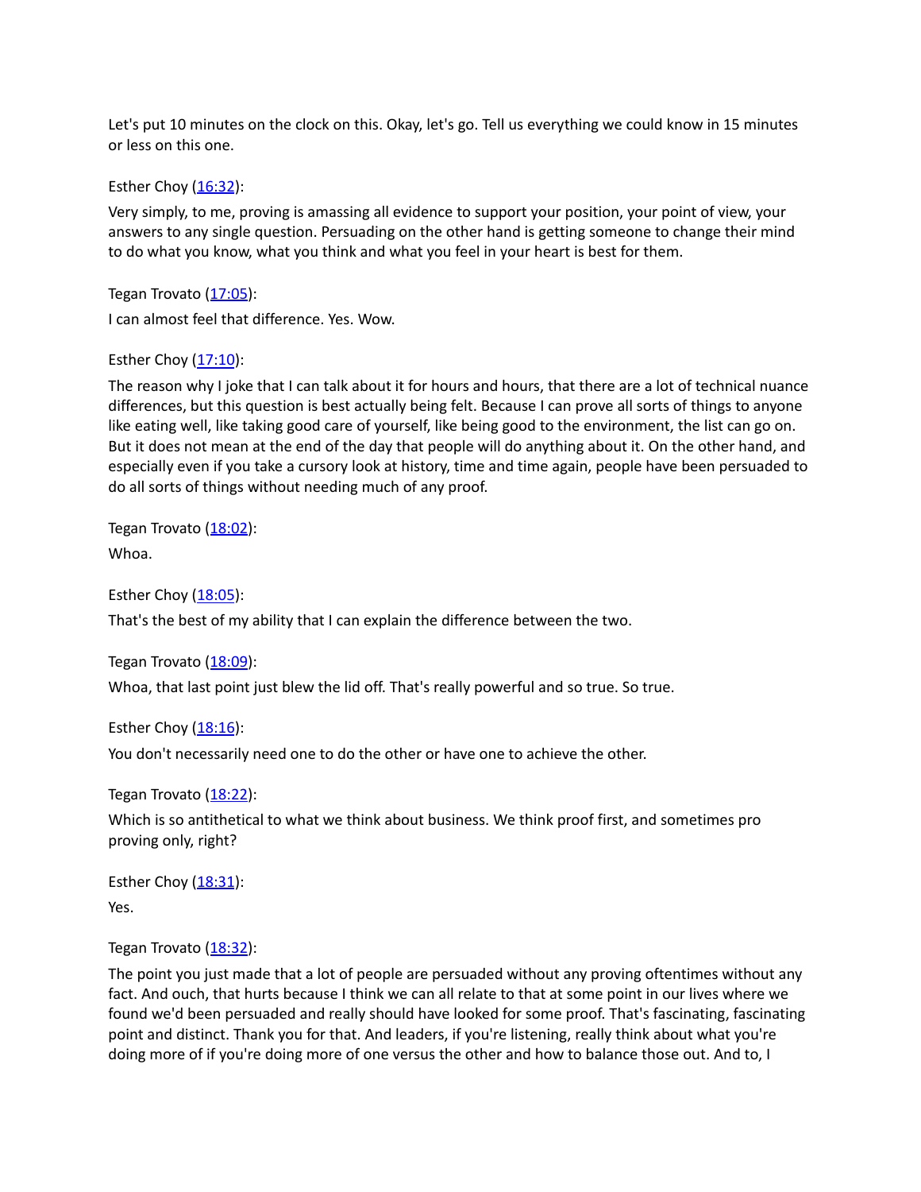Let's put 10 minutes on the clock on this. Okay, let's go. Tell us everything we could know in 15 minutes or less on this one.

Esther Choy ([16:32](#)):

Very simply, to me, proving is amassing all evidence to support your position, your point of view, your answers to any single question. Persuading on the other hand is getting someone to change their mind to do what you know, what you think and what you feel in your heart is best for them.

Tegan Trovato ([17:05](#)):

I can almost feel that difference. Yes. Wow.

Esther Choy ([17:10](#)):

The reason why I joke that I can talk about it for hours and hours, that there are a lot of technical nuance differences, but this question is best actually being felt. Because I can prove all sorts of things to anyone like eating well, like taking good care of yourself, like being good to the environment, the list can go on. But it does not mean at the end of the day that people will do anything about it. On the other hand, and especially even if you take a cursory look at history, time and time again, people have been persuaded to do all sorts of things without needing much of any proof.

Tegan Trovato ([18:02](#)):

Whoa.

Esther Choy ([18:05](#)):

That's the best of my ability that I can explain the difference between the two.

Tegan Trovato ([18:09](#)):

Whoa, that last point just blew the lid off. That's really powerful and so true. So true.

Esther Choy ([18:16](#)):

You don't necessarily need one to do the other or have one to achieve the other.

Tegan Trovato ([18:22](#)):

Which is so antithetical to what we think about business. We think proof first, and sometimes pro proving only, right?

Esther Choy ([18:31](#)):

Yes.

Tegan Trovato ([18:32](#)):

The point you just made that a lot of people are persuaded without any proving oftentimes without any fact. And ouch, that hurts because I think we can all relate to that at some point in our lives where we found we'd been persuaded and really should have looked for some proof. That's fascinating, fascinating point and distinct. Thank you for that. And leaders, if you're listening, really think about what you're doing more of if you're doing more of one versus the other and how to balance those out. And to, I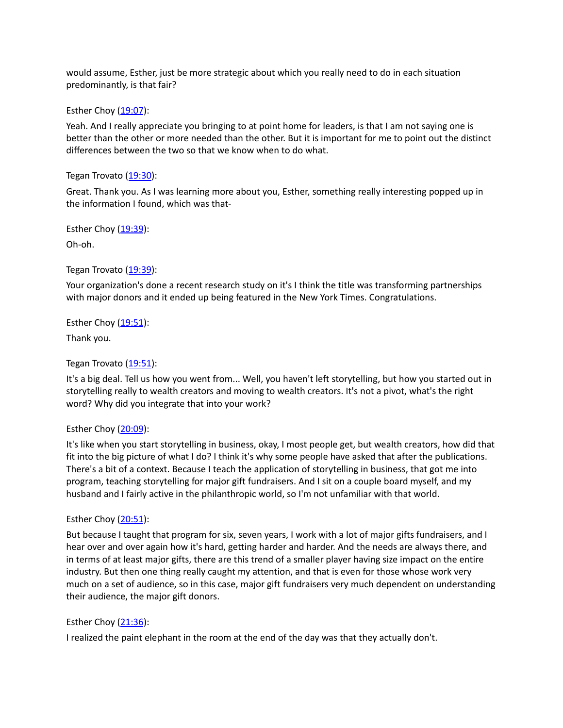would assume, Esther, just be more strategic about which you really need to do in each situation predominantly, is that fair?

Esther Choy ([19:07](#)):

Yeah. And I really appreciate you bringing to at point home for leaders, is that I am not saying one is better than the other or more needed than the other. But it is important for me to point out the distinct differences between the two so that we know when to do what.

Tegan Trovato ([19:30](#)):

Great. Thank you. As I was learning more about you, Esther, something really interesting popped up in the information I found, which was that-

Esther Choy ([19:39](#)):

Oh-oh.

Tegan Trovato ([19:39](#)):

Your organization's done a recent research study on it's I think the title was transforming partnerships with major donors and it ended up being featured in the New York Times. Congratulations.

Esther Choy ([19:51](#)):

Thank you.

Tegan Trovato ([19:51](#)):

It's a big deal. Tell us how you went from... Well, you haven't left storytelling, but how you started out in storytelling really to wealth creators and moving to wealth creators. It's not a pivot, what's the right word? Why did you integrate that into your work?

Esther Choy ([20:09](#)):

It's like when you start storytelling in business, okay, I most people get, but wealth creators, how did that fit into the big picture of what I do? I think it's why some people have asked that after the publications. There's a bit of a context. Because I teach the application of storytelling in business, that got me into program, teaching storytelling for major gift fundraisers. And I sit on a couple board myself, and my husband and I fairly active in the philanthropic world, so I'm not unfamiliar with that world.

Esther Choy ([20:51](#)):

But because I taught that program for six, seven years, I work with a lot of major gifts fundraisers, and I hear over and over again how it's hard, getting harder and harder. And the needs are always there, and in terms of at least major gifts, there are this trend of a smaller player having size impact on the entire industry. But then one thing really caught my attention, and that is even for those whose work very much on a set of audience, so in this case, major gift fundraisers very much dependent on understanding their audience, the major gift donors.

Esther Choy ([21:36](#)):

I realized the paint elephant in the room at the end of the day was that they actually don't.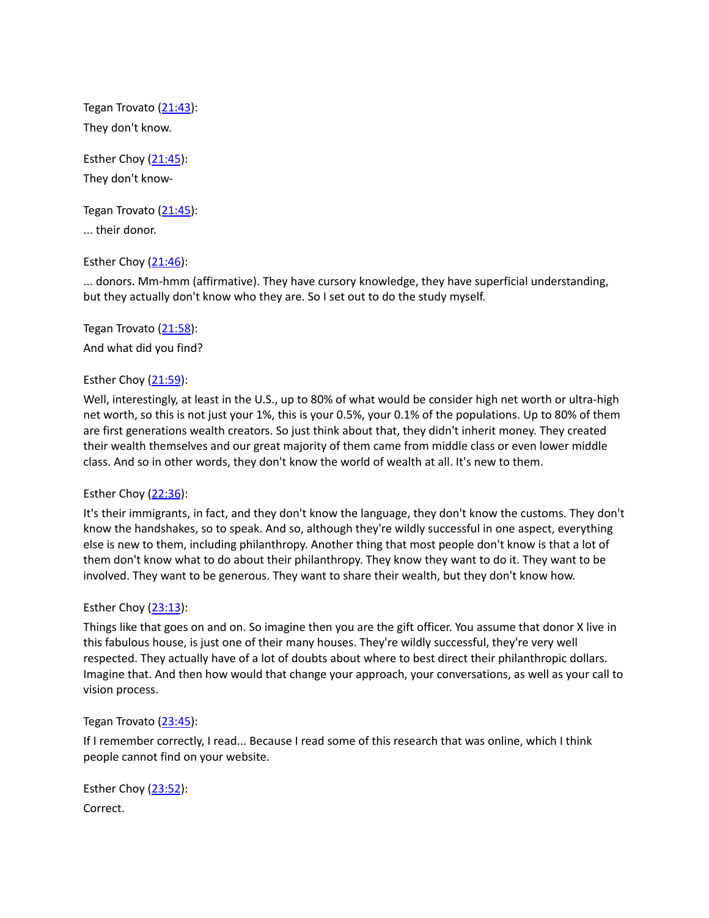Tegan Trovato ([21:43](#)):

They don't know.

Esther Choy ([21:45](#)):

They don't know-

Tegan Trovato ([21:45](#)):

... their donor.

Esther Choy ([21:46](#)):

... donors. Mm-hmm (affirmative). They have cursory knowledge, they have superficial understanding, but they actually don't know who they are. So I set out to do the study myself.

Tegan Trovato ([21:58](#)):

And what did you find?

Esther Choy ([21:59](#)):

Well, interestingly, at least in the U.S., up to 80% of what would be consider high net worth or ultra-high net worth, so this is not just your 1%, this is your 0.5%, your 0.1% of the populations. Up to 80% of them are first generations wealth creators. So just think about that, they didn't inherit money. They created their wealth themselves and our great majority of them came from middle class or even lower middle class. And so in other words, they don't know the world of wealth at all. It's new to them.

Esther Choy ([22:36](#)):

It's their immigrants, in fact, and they don't know the language, they don't know the customs. They don't know the handshakes, so to speak. And so, although they're wildly successful in one aspect, everything else is new to them, including philanthropy. Another thing that most people don't know is that a lot of them don't know what to do about their philanthropy. They know they want to do it. They want to be involved. They want to be generous. They want to share their wealth, but they don't know how.

Esther Choy ([23:13](#)):

Things like that goes on and on. So imagine then you are the gift officer. You assume that donor X live in this fabulous house, is just one of their many houses. They're wildly successful, they're very well respected. They actually have of a lot of doubts about where to best direct their philanthropic dollars. Imagine that. And then how would that change your approach, your conversations, as well as your call to vision process.

Tegan Trovato ([23:45](#)):

If I remember correctly, I read... Because I read some of this research that was online, which I think people cannot find on your website.

Esther Choy ([23:52](#)):

Correct.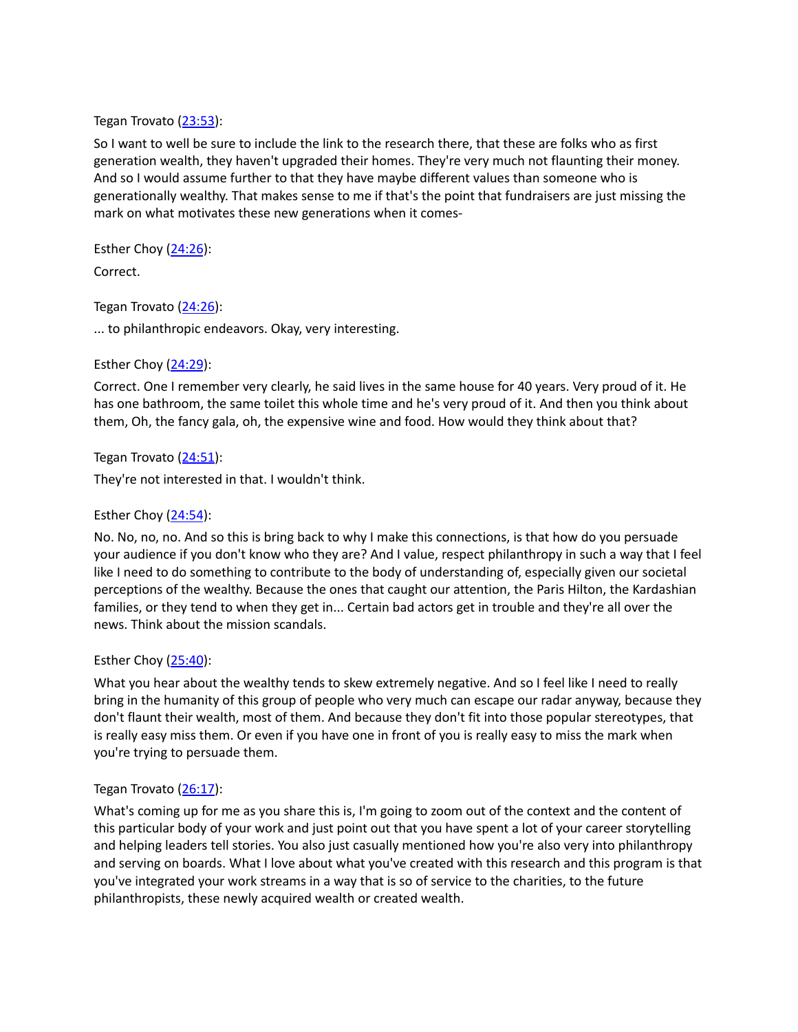Tegan Trovato ([23:53](#)):

So I want to well be sure to include the link to the research there, that these are folks who as first generation wealth, they haven't upgraded their homes. They're very much not flaunting their money. And so I would assume further to that they have maybe different values than someone who is generationally wealthy. That makes sense to me if that's the point that fundraisers are just missing the mark on what motivates these new generations when it comes-

Esther Choy ([24:26](#)):

Correct.

Tegan Trovato ([24:26](#)):

... to philanthropic endeavors. Okay, very interesting.

Esther Choy ([24:29](#)):

Correct. One I remember very clearly, he said lives in the same house for 40 years. Very proud of it. He has one bathroom, the same toilet this whole time and he's very proud of it. And then you think about them, Oh, the fancy gala, oh, the expensive wine and food. How would they think about that?

Tegan Trovato ([24:51](#)):

They're not interested in that. I wouldn't think.

Esther Choy ([24:54](#)):

No. No, no, no. And so this is bring back to why I make this connections, is that how do you persuade your audience if you don't know who they are? And I value, respect philanthropy in such a way that I feel like I need to do something to contribute to the body of understanding of, especially given our societal perceptions of the wealthy. Because the ones that caught our attention, the Paris Hilton, the Kardashian families, or they tend to when they get in... Certain bad actors get in trouble and they're all over the news. Think about the mission scandals.

Esther Choy ([25:40](#)):

What you hear about the wealthy tends to skew extremely negative. And so I feel like I need to really bring in the humanity of this group of people who very much can escape our radar anyway, because they don't flaunt their wealth, most of them. And because they don't fit into those popular stereotypes, that is really easy miss them. Or even if you have one in front of you is really easy to miss the mark when you're trying to persuade them.

Tegan Trovato ([26:17](#)):

What's coming up for me as you share this is, I'm going to zoom out of the context and the content of this particular body of your work and just point out that you have spent a lot of your career storytelling and helping leaders tell stories. You also just casually mentioned how you're also very into philanthropy and serving on boards. What I love about what you've created with this research and this program is that you've integrated your work streams in a way that is so of service to the charities, to the future philanthropists, these newly acquired wealth or created wealth.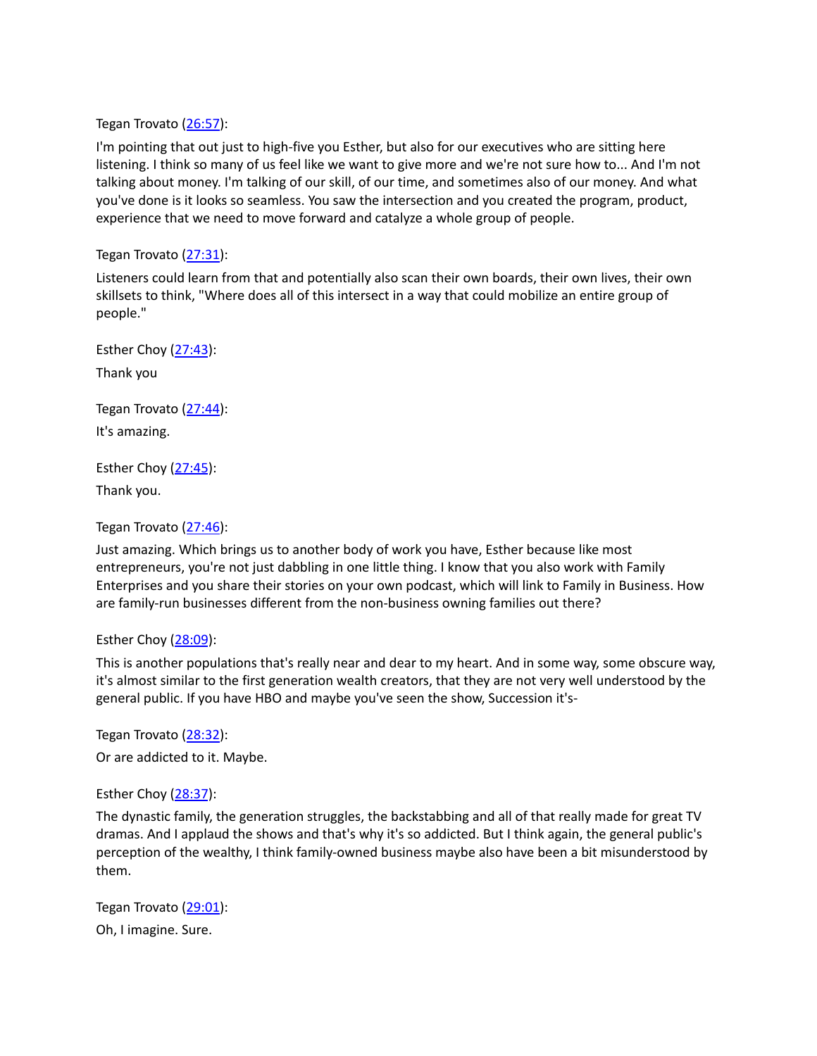Tegan Trovato ([26:57](#)):

I'm pointing that out just to high-five you Esther, but also for our executives who are sitting here listening. I think so many of us feel like we want to give more and we're not sure how to... And I'm not talking about money. I'm talking of our skill, of our time, and sometimes also of our money. And what you've done is it looks so seamless. You saw the intersection and you created the program, product, experience that we need to move forward and catalyze a whole group of people.

Tegan Trovato ([27:31](#)):

Listeners could learn from that and potentially also scan their own boards, their own lives, their own skillsets to think, "Where does all of this intersect in a way that could mobilize an entire group of people."

Esther Choy ([27:43](#)):

Thank you

Tegan Trovato ([27:44](#)):

It's amazing.

Esther Choy ([27:45](#)):

Thank you.

Tegan Trovato ([27:46](#)):

Just amazing. Which brings us to another body of work you have, Esther because like most entrepreneurs, you're not just dabbling in one little thing. I know that you also work with Family Enterprises and you share their stories on your own podcast, which will link to Family in Business. How are family-run businesses different from the non-business owning families out there?

Esther Choy ([28:09](#)):

This is another populations that's really near and dear to my heart. And in some way, some obscure way, it's almost similar to the first generation wealth creators, that they are not very well understood by the general public. If you have HBO and maybe you've seen the show, Succession it's-

Tegan Trovato ([28:32](#)):

Or are addicted to it. Maybe.

Esther Choy ([28:37](#)):

The dynastic family, the generation struggles, the backstabbing and all of that really made for great TV dramas. And I applaud the shows and that's why it's so addicted. But I think again, the general public's perception of the wealthy, I think family-owned business maybe also have been a bit misunderstood by them.

Tegan Trovato ([29:01](#)):

Oh, I imagine. Sure.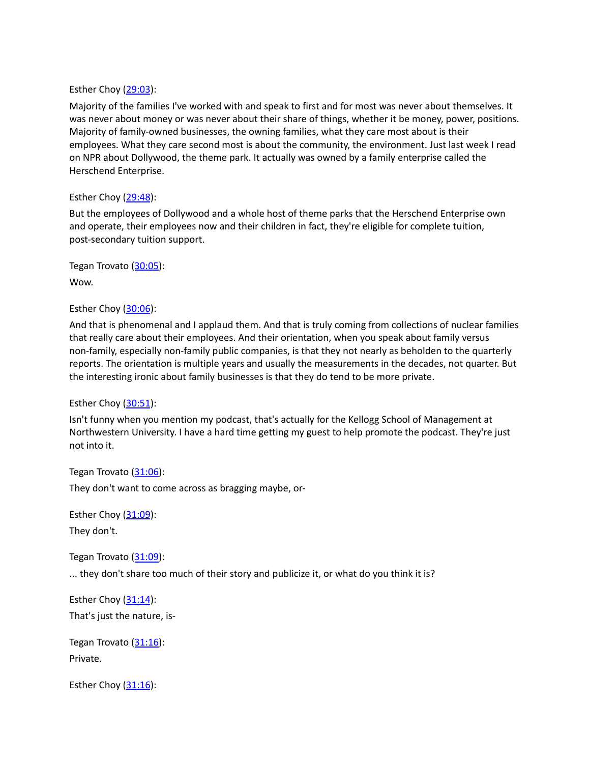Esther Choy ([29:03]()):

Majority of the families I've worked with and speak to first and for most was never about themselves. It was never about money or was never about their share of things, whether it be money, power, positions. Majority of family-owned businesses, the owning families, what they care most about is their employees. What they care second most is about the community, the environment. Just last week I read on NPR about Dollywood, the theme park. It actually was owned by a family enterprise called the Herschend Enterprise.

Esther Choy ([29:48]()):

But the employees of Dollywood and a whole host of theme parks that the Herschend Enterprise own and operate, their employees now and their children in fact, they're eligible for complete tuition, post-secondary tuition support.

Tegan Trovato ([30:05]()):

Wow.

Esther Choy ([30:06]()):

And that is phenomenal and I applaud them. And that is truly coming from collections of nuclear families that really care about their employees. And their orientation, when you speak about family versus non-family, especially non-family public companies, is that they not nearly as beholden to the quarterly reports. The orientation is multiple years and usually the measurements in the decades, not quarter. But the interesting ironic about family businesses is that they do tend to be more private.

Esther Choy ([30:51]()):

Isn't funny when you mention my podcast, that's actually for the Kellogg School of Management at Northwestern University. I have a hard time getting my guest to help promote the podcast. They're just not into it.

Tegan Trovato ([31:06]()):

They don't want to come across as bragging maybe, or-

Esther Choy ([31:09]()):

They don't.

Tegan Trovato ([31:09]()):

... they don't share too much of their story and publicize it, or what do you think it is?

Esther Choy ([31:14]()):

That's just the nature, is-

Tegan Trovato ([31:16]()):

Private.

Esther Choy ([31:16]()):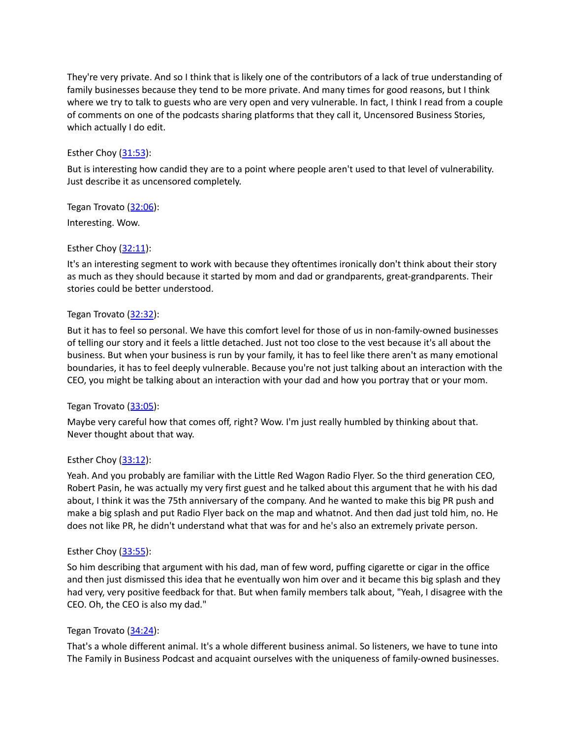They're very private. And so I think that is likely one of the contributors of a lack of true understanding of family businesses because they tend to be more private. And many times for good reasons, but I think where we try to talk to guests who are very open and very vulnerable. In fact, I think I read from a couple of comments on one of the podcasts sharing platforms that they call it, Uncensored Business Stories, which actually I do edit.

Esther Choy (31:53):

But is interesting how candid they are to a point where people aren't used to that level of vulnerability. Just describe it as uncensored completely.

Tegan Trovato (32:06):

Interesting. Wow.

Esther Choy (32:11):

It's an interesting segment to work with because they oftentimes ironically don't think about their story as much as they should because it started by mom and dad or grandparents, great-grandparents. Their stories could be better understood.

Tegan Trovato (32:32):

But it has to feel so personal. We have this comfort level for those of us in non-family-owned businesses of telling our story and it feels a little detached. Just not too close to the vest because it's all about the business. But when your business is run by your family, it has to feel like there aren't as many emotional boundaries, it has to feel deeply vulnerable. Because you're not just talking about an interaction with the CEO, you might be talking about an interaction with your dad and how you portray that or your mom.

Tegan Trovato (33:05):

Maybe very careful how that comes off, right? Wow. I'm just really humbled by thinking about that. Never thought about that way.

Esther Choy (33:12):

Yeah. And you probably are familiar with the Little Red Wagon Radio Flyer. So the third generation CEO, Robert Pasin, he was actually my very first guest and he talked about this argument that he with his dad about, I think it was the 75th anniversary of the company. And he wanted to make this big PR push and make a big splash and put Radio Flyer back on the map and whatnot. And then dad just told him, no. He does not like PR, he didn't understand what that was for and he's also an extremely private person.

Esther Choy (33:55):

So him describing that argument with his dad, man of few word, puffing cigarette or cigar in the office and then just dismissed this idea that he eventually won him over and it became this big splash and they had very, very positive feedback for that. But when family members talk about, "Yeah, I disagree with the CEO. Oh, the CEO is also my dad."

Tegan Trovato (34:24):

That's a whole different animal. It's a whole different business animal. So listeners, we have to tune into The Family in Business Podcast and acquaint ourselves with the uniqueness of family-owned businesses.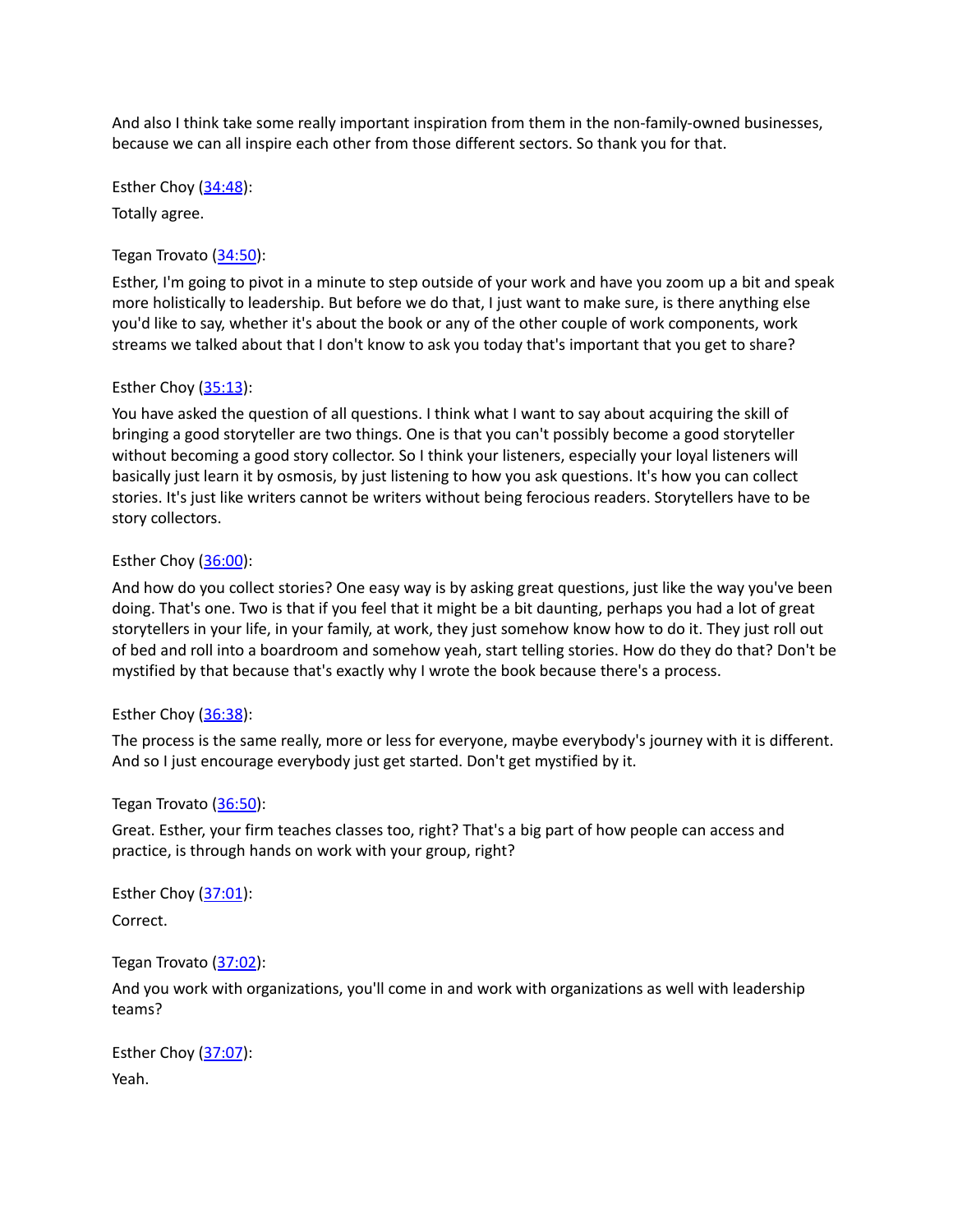And also I think take some really important inspiration from them in the non-family-owned businesses, because we can all inspire each other from those different sectors. So thank you for that.

Esther Choy ([34:48](#)):

Totally agree.

Tegan Trovato ([34:50](#)):

Esther, I'm going to pivot in a minute to step outside of your work and have you zoom up a bit and speak more holistically to leadership. But before we do that, I just want to make sure, is there anything else you'd like to say, whether it's about the book or any of the other couple of work components, work streams we talked about that I don't know to ask you today that's important that you get to share?

Esther Choy ([35:13](#)):

You have asked the question of all questions. I think what I want to say about acquiring the skill of bringing a good storyteller are two things. One is that you can't possibly become a good storyteller without becoming a good story collector. So I think your listeners, especially your loyal listeners will basically just learn it by osmosis, by just listening to how you ask questions. It's how you can collect stories. It's just like writers cannot be writers without being ferocious readers. Storytellers have to be story collectors.

Esther Choy ([36:00](#)):

And how do you collect stories? One easy way is by asking great questions, just like the way you've been doing. That's one. Two is that if you feel that it might be a bit daunting, perhaps you had a lot of great storytellers in your life, in your family, at work, they just somehow know how to do it. They just roll out of bed and roll into a boardroom and somehow yeah, start telling stories. How do they do that? Don't be mystified by that because that's exactly why I wrote the book because there's a process.

Esther Choy ([36:38](#)):

The process is the same really, more or less for everyone, maybe everybody's journey with it is different. And so I just encourage everybody just get started. Don't get mystified by it.

Tegan Trovato ([36:50](#)):

Great. Esther, your firm teaches classes too, right? That's a big part of how people can access and practice, is through hands on work with your group, right?

Esther Choy ([37:01](#)):

Correct.

Tegan Trovato ([37:02](#)):

And you work with organizations, you'll come in and work with organizations as well with leadership teams?

Esther Choy ([37:07](#)):

Yeah.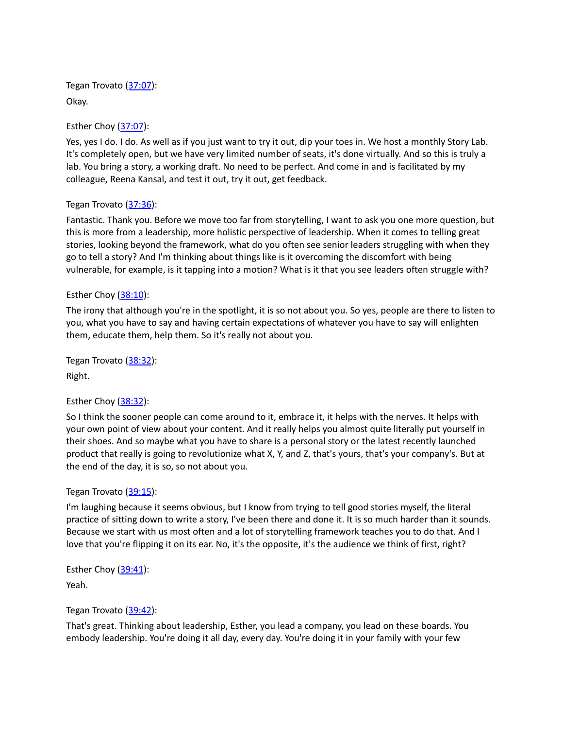Tegan Trovato ([37:07](#)):

Okay.

Esther Choy ([37:07](#)):

Yes, yes I do. I do. As well as if you just want to try it out, dip your toes in. We host a monthly Story Lab. It's completely open, but we have very limited number of seats, it's done virtually. And so this is truly a lab. You bring a story, a working draft. No need to be perfect. And come in and is facilitated by my colleague, Reena Kansal, and test it out, try it out, get feedback.

Tegan Trovato ([37:36](#)):

Fantastic. Thank you. Before we move too far from storytelling, I want to ask you one more question, but this is more from a leadership, more holistic perspective of leadership. When it comes to telling great stories, looking beyond the framework, what do you often see senior leaders struggling with when they go to tell a story? And I'm thinking about things like is it overcoming the discomfort with being vulnerable, for example, is it tapping into a motion? What is it that you see leaders often struggle with?

Esther Choy ([38:10](#)):

The irony that although you're in the spotlight, it is so not about you. So yes, people are there to listen to you, what you have to say and having certain expectations of whatever you have to say will enlighten them, educate them, help them. So it's really not about you.

Tegan Trovato ([38:32](#)):

Right.

Esther Choy ([38:32](#)):

So I think the sooner people can come around to it, embrace it, it helps with the nerves. It helps with your own point of view about your content. And it really helps you almost quite literally put yourself in their shoes. And so maybe what you have to share is a personal story or the latest recently launched product that really is going to revolutionize what X, Y, and Z, that's yours, that's your company's. But at the end of the day, it is so, so not about you.

Tegan Trovato ([39:15](#)):

I'm laughing because it seems obvious, but I know from trying to tell good stories myself, the literal practice of sitting down to write a story, I've been there and done it. It is so much harder than it sounds. Because we start with us most often and a lot of storytelling framework teaches you to do that. And I love that you're flipping it on its ear. No, it's the opposite, it's the audience we think of first, right?

Esther Choy ([39:41](#)):

Yeah.

Tegan Trovato ([39:42](#)):

That's great. Thinking about leadership, Esther, you lead a company, you lead on these boards. You embody leadership. You're doing it all day, every day. You're doing it in your family with your few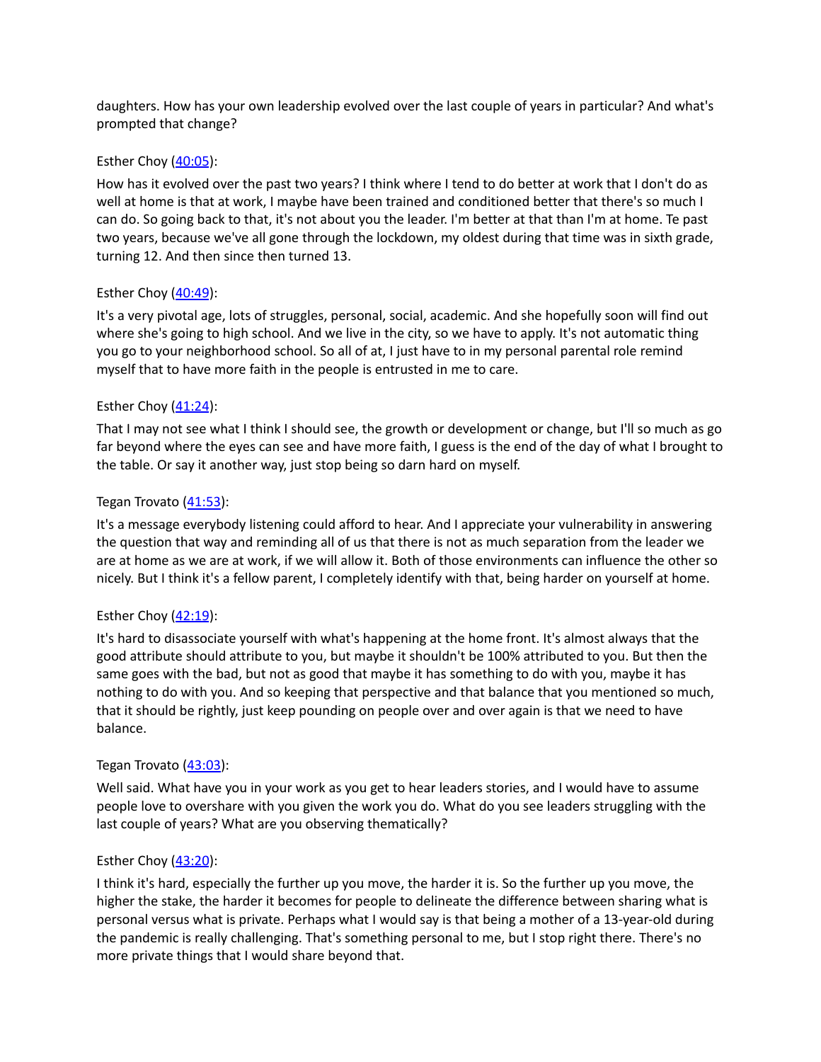daughters. How has your own leadership evolved over the last couple of years in particular? And what's prompted that change?

Esther Choy ([40:05]):

How has it evolved over the past two years? I think where I tend to do better at work that I don't do as well at home is that at work, I maybe been trained and conditioned better that there's so much I can do. So going back to that, it's not about you the leader. I'm better at that than I'm at home. Te past two years, because we've all gone through the lockdown, my oldest during that time was in sixth grade, turning 12. And then since then turned 13.

Esther Choy ([40:49]):

It's a very pivotal age, lots of struggles, personal, social, academic. And she hopefully soon will find out where she's going to high school. And we live in the city, so we have to apply. It's not automatic thing you go to your neighborhood school. So all of at, I just have to in my personal parental role remind myself that to have more faith in the people is entrusted in me to care.

Esther Choy ([41:24]):

That I may not see what I think I should see, the growth or development or change, but I'll so much as go far beyond where the eyes can see and have more faith, I guess is the end of the day of what I brought to the table. Or say it another way, just stop being so darn hard on myself.

Tegan Trovato ([41:53]):

It's a message everybody listening could afford to hear. And I appreciate your vulnerability in answering the question that way and reminding all of us that there is not as much separation from the leader we are at home as we are at work, if we will allow it. Both of those environments can influence the other so nicely. But I think it's a fellow parent, I completely identify with that, being harder on yourself at home.

Esther Choy ([42:19]):

It's hard to disassociate yourself with what's happening at the home front. It's almost always that the good attribute should attribute to you, but maybe it shouldn't be 100% attributed to you. But then the same goes with the bad, but not as good that maybe it has something to do with you, maybe it has nothing to do with you. And so keeping that perspective and that balance that you mentioned so much, that it should be rightly, just keep pounding on people over and over again is that we need to have balance.

Tegan Trovato ([43:03]):

Well said. What have you in your work as you get to hear leaders stories, and I would have to assume people love to overshare with you given the work you do. What do you see leaders struggling with the last couple of years? What are you observing thematically?

Esther Choy ([43:20]):

I think it's hard, especially the further up you move, the harder it is. So the further up you move, the higher the stake, the harder it becomes for people to delineate the difference between sharing what is personal versus what is private. Perhaps what I would say is that being a mother of a 13-year-old during the pandemic is really challenging. That's something personal to me, but I stop right there. There's no more private things that I would share beyond that.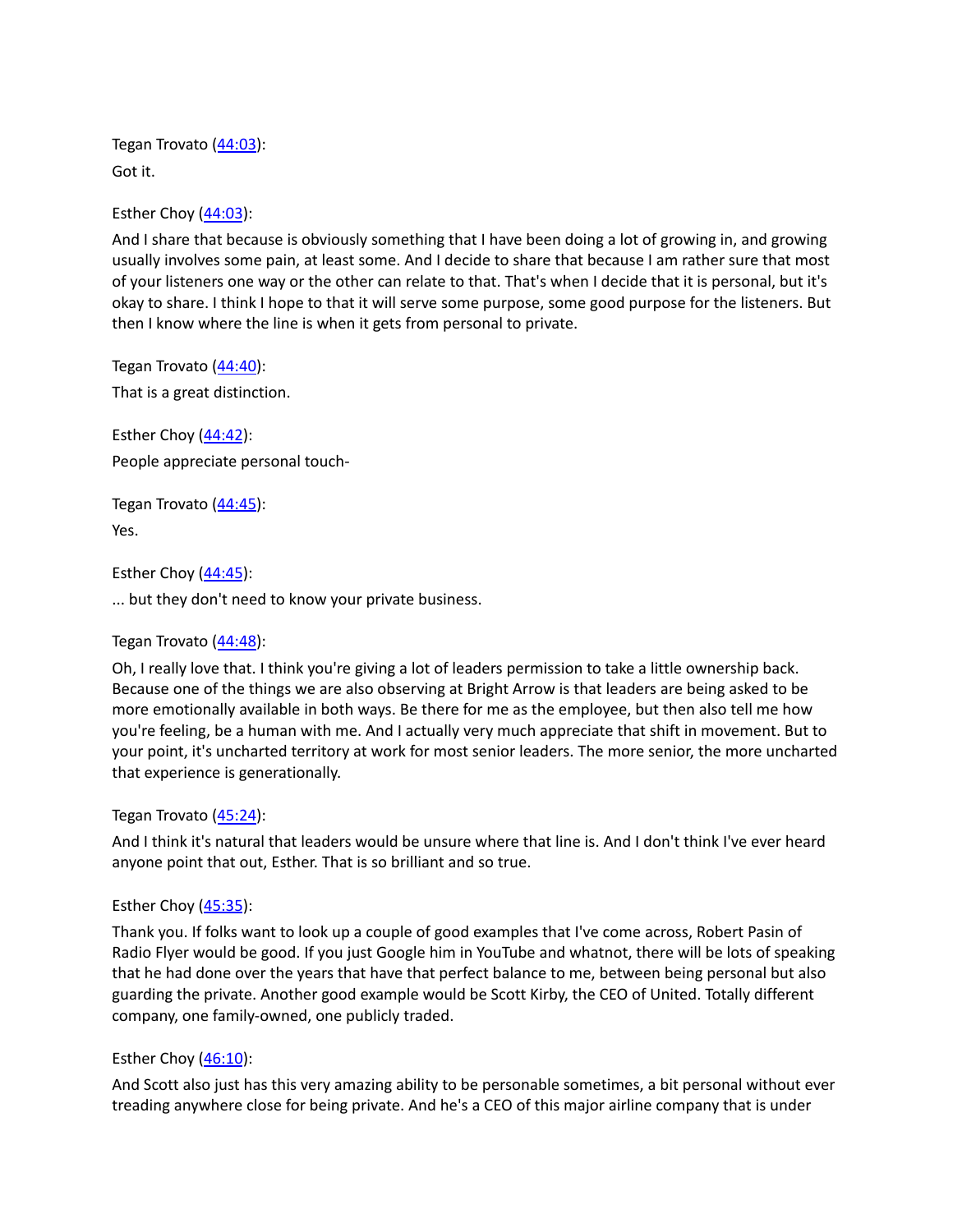Tegan Trovato ([44:03](#)):

Got it.

Esther Choy ([44:03](#)):

And I share that because is obviously something that I have been doing a lot of growing in, and growing usually involves some pain, at least some. And I decide to share that because I am rather sure that most of your listeners one way or the other can relate to that. That's when I decide that it is personal, but it's okay to share. I think I hope to that it will serve some purpose, some good purpose for the listeners. But then I know where the line is when it gets from personal to private.

Tegan Trovato ([44:40](#)):

That is a great distinction.

Esther Choy ([44:42](#)):

People appreciate personal touch-

Tegan Trovato ([44:45](#)):

Yes.

Esther Choy ([44:45](#)):

... but they don't need to know your private business.

Tegan Trovato ([44:48](#)):

Oh, I really love that. I think you're giving a lot of leaders permission to take a little ownership back. Because one of the things we are also observing at Bright Arrow is that leaders are being asked to be more emotionally available in both ways. Be there for me as the employee, but then also tell me how you're feeling, be a human with me. And I actually very much appreciate that shift in movement. But to your point, it's uncharted territory at work for most senior leaders. The more senior, the more uncharted that experience is generationally.

Tegan Trovato ([45:24](#)):

And I think it's natural that leaders would be unsure where that line is. And I don't think I've ever heard anyone point that out, Esther. That is so brilliant and so true.

Esther Choy ([45:35](#)):

Thank you. If folks want to look up a couple of good examples that I've come across, Robert Pasin of Radio Flyer would be good. If you just Google him in YouTube and whatnot, there will be lots of speaking that he had done over the years that have that perfect balance to me, between being personal but also guarding the private. Another good example would be Scott Kirby, the CEO of United. Totally different company, one family-owned, one publicly traded.

Esther Choy ([46:10](#)):

And Scott also just has this very amazing ability to be personable sometimes, a bit personal without ever treading anywhere close for being private. And he's a CEO of this major airline company that is under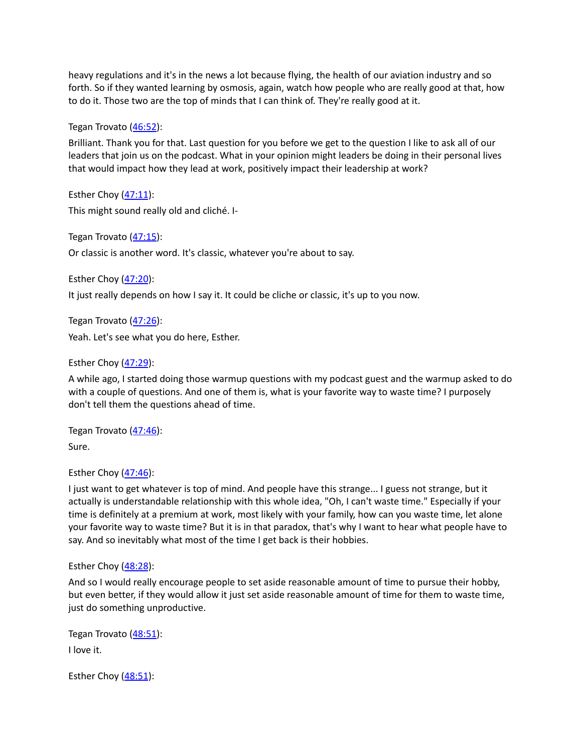heavy regulations and it's in the news a lot because flying, the health of our aviation industry and so forth. So if they wanted learning by osmosis, again, watch how people who are really good at that, how to do it. Those two are the top of minds that I can think of. They're really good at it.

Tegan Trovato ([46:52](#)):

Brilliant. Thank you for that. Last question for you before we get to the question I like to ask all of our leaders that join us on the podcast. What in your opinion might leaders be doing in their personal lives that would impact how they lead at work, positively impact their leadership at work?

Esther Choy ([47:11](#)):

This might sound really old and cliché. I-

Tegan Trovato ([47:15](#)):

Or classic is another word. It's classic, whatever you're about to say.

Esther Choy ([47:20](#)):

It just really depends on how I say it. It could be cliche or classic, it's up to you now.

Tegan Trovato ([47:26](#)):

Yeah. Let's see what you do here, Esther.

Esther Choy ([47:29](#)):

A while ago, I started doing those warmup questions with my podcast guest and the warmup asked to do with a couple of questions. And one of them is, what is your favorite way to waste time? I purposely don't tell them the questions ahead of time.

Tegan Trovato ([47:46](#)):

Sure.

Esther Choy ([47:46](#)):

I just want to get whatever is top of mind. And people have this strange... I guess not strange, but it actually is understandable relationship with this whole idea, "Oh, I can't waste time." Especially if your time is definitely at a premium at work, most likely with your family, how can you waste time, let alone your favorite way to waste time? But it is in that paradox, that's why I want to hear what people have to say. And so inevitably what most of the time I get back is their hobbies.

Esther Choy ([48:28](#)):

And so I would really encourage people to set aside reasonable amount of time to pursue their hobby, but even better, if they would allow it just set aside reasonable amount of time for them to waste time, just do something unproductive.

Tegan Trovato ([48:51](#)):

I love it.

Esther Choy ([48:51](#)):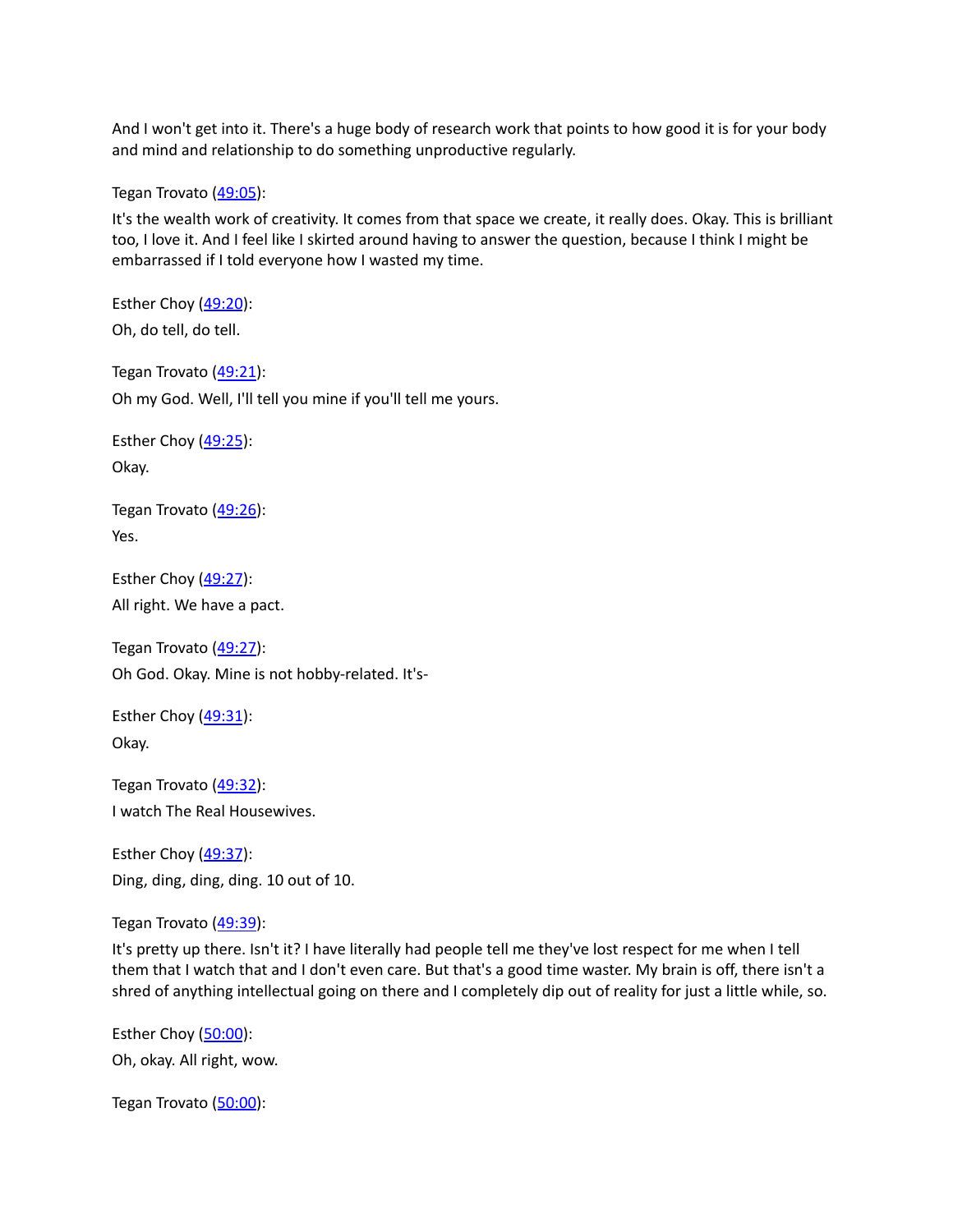And I won't get into it. There's a huge body of research work that points to how good it is for your body and mind and relationship to do something unproductive regularly.

Tegan Trovato ([49:05]):

It's the wealth work of creativity. It comes from that space we create, it really does. Okay. This is brilliant too, I love it. And I feel like I skirted around having to answer the question, because I think I might be embarrassed if I told everyone how I wasted my time.

Esther Choy ([49:20]):

Oh, do tell, do tell.

Tegan Trovato ([49:21]):

Oh my God. Well, I'll tell you mine if you'll tell me yours.

Esther Choy ([49:25]):

Okay.

Tegan Trovato ([49:26]):

Yes.

Esther Choy ([49:27]):

All right. We have a pact.

Tegan Trovato ([49:27]):

Oh God. Okay. Mine is not hobby-related. It's-

Esther Choy ([49:31]):

Okay.

Tegan Trovato ([49:32]):

I watch The Real Housewives.

Esther Choy ([49:37]):

Ding, ding, ding, ding. 10 out of 10.

Tegan Trovato ([49:39]):

It's pretty up there. Isn't it? I have literally had people tell me they've lost respect for me when I tell them that I watch that and I don't even care. But that's a good time waster. My brain is off, there isn't a shred of anything intellectual going on there and I completely dip out of reality for just a little while, so.

Esther Choy ([50:00]):

Oh, okay. All right, wow.

Tegan Trovato ([50:00]):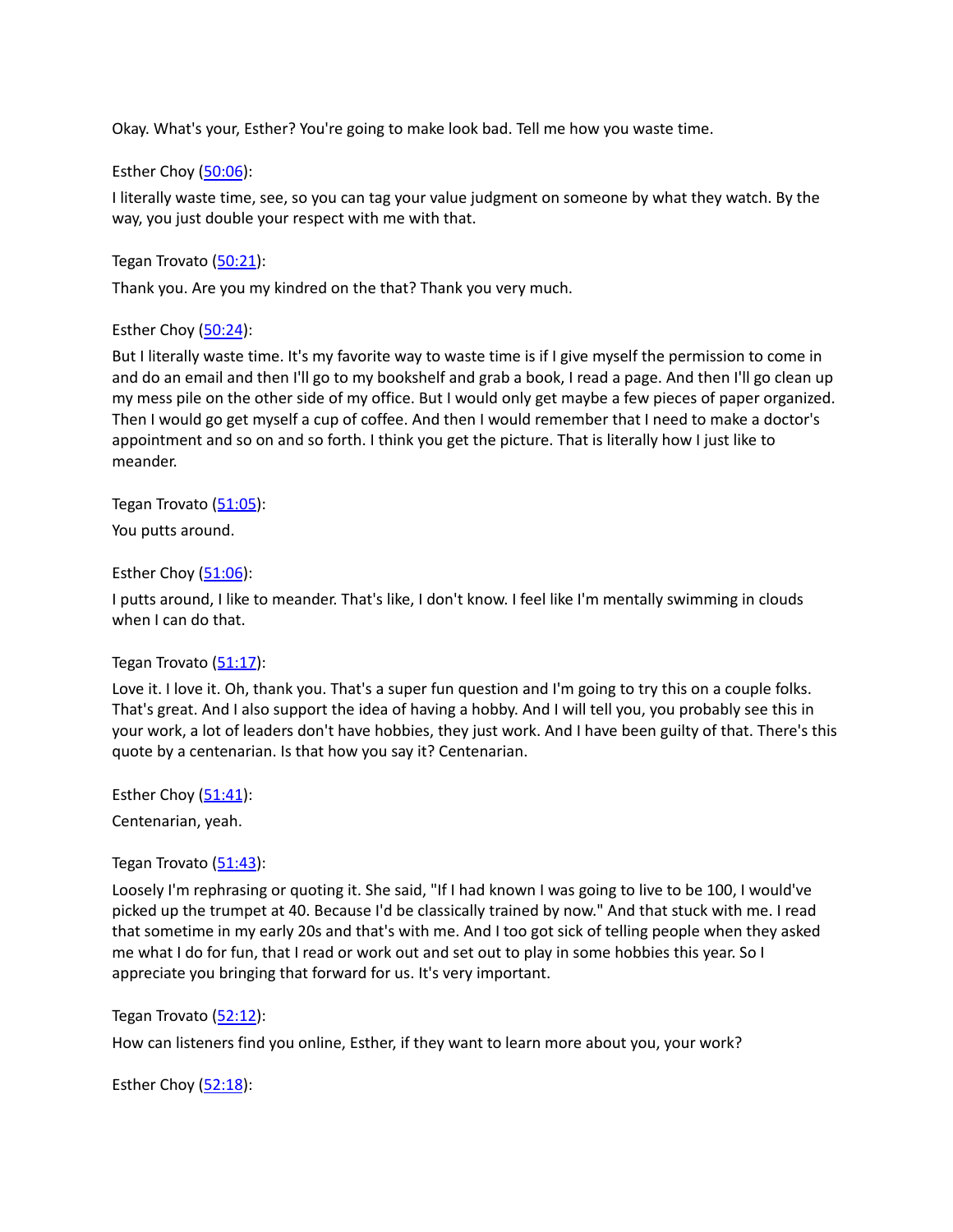Okay. What's your, Esther? You're going to make look bad. Tell me how you waste time.

Esther Choy ([50:06](#)):

I literally waste time, see, so you can tag your value judgment on someone by what they watch. By the way, you just double your respect with me with that.

Tegan Trovato ([50:21](#)):

Thank you. Are you my kindred on the that? Thank you very much.

Esther Choy ([50:24](#)):

But I literally waste time. It's my favorite way to waste time is if I give myself the permission to come in and do an email and then I'll go to my bookshelf and grab a book, I read a page. And then I'll go clean up my mess pile on the other side of my office. But I would only get maybe a few pieces of paper organized. Then I would go get myself a cup of coffee. And then I would remember that I need to make a doctor's appointment and so on and so forth. I think you get the picture. That is literally how I just like to meander.

Tegan Trovato ([51:05](#)):

You putts around.

Esther Choy ([51:06](#)):

I putts around, I like to meander. That's like, I don't know. I feel like I'm mentally swimming in clouds when I can do that.

Tegan Trovato ([51:17](#)):

Love it. I love it. Oh, thank you. That's a super fun question and I'm going to try this on a couple folks. That's great. And I also support the idea of having a hobby. And I will tell you, you probably see this in your work, a lot of leaders don't have hobbies, they just work. And I have been guilty of that. There's this quote by a centenarian. Is that how you say it? Centenarian.

Esther Choy ([51:41](#)):

Centenarian, yeah.

Tegan Trovato ([51:43](#)):

Loosely I'm rephrasing or quoting it. She said, "If I had known I was going to live to be 100, I would've picked up the trumpet at 40. Because I'd be classically trained by now." And that stuck with me. I read that sometime in my early 20s and that's with me. And I too got sick of telling people when they asked me what I do for fun, that I read or work out and set out to play in some hobbies this year. So I appreciate you bringing that forward for us. It's very important.

Tegan Trovato ([52:12](#)):

How can listeners find you online, Esther, if they want to learn more about you, your work?

Esther Choy ([52:18](#)):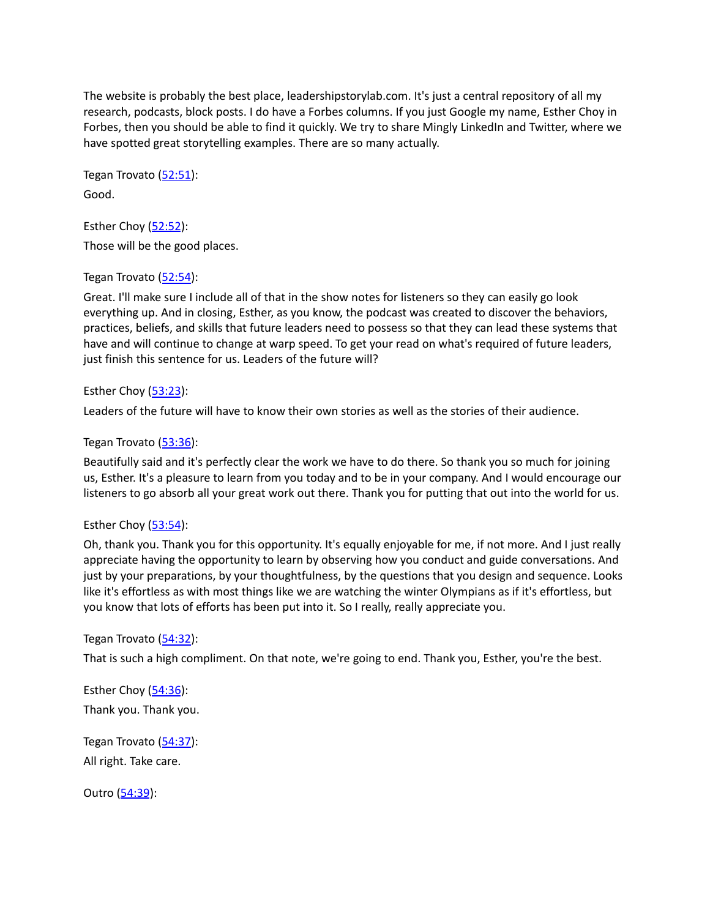The website is probably the best place, leadershipstorylab.com. It's just a central repository of all my research, podcasts, block posts. I do have a Forbes columns. If you just Google my name, Esther Choy in Forbes, then you should be able to find it quickly. We try to share Mingly LinkedIn and Twitter, where we have spotted great storytelling examples. There are so many actually.

Tegan Trovato ([52:51]()):

Good.

Esther Choy ([52:52]()):

Those will be the good places.

Tegan Trovato ([52:54]()):

Great. I'll make sure I include all of that in the show notes for listeners so they can easily go look everything up. And in closing, Esther, as you know, the podcast was created to discover the behaviors, practices, beliefs, and skills that future leaders need to possess so that they can lead these systems that have and will continue to change at warp speed. To get your read on what's required of future leaders, just finish this sentence for us. Leaders of the future will?

Esther Choy ([53:23]()):

Leaders of the future will have to know their own stories as well as the stories of their audience.

Tegan Trovato ([53:36]()):

Beautifully said and it's perfectly clear the work we have to do there. So thank you so much for joining us, Esther. It's a pleasure to learn from you today and to be in your company. And I would encourage our listeners to go absorb all your great work out there. Thank you for putting that out into the world for us.

Esther Choy ([53:54]()):

Oh, thank you. Thank you for this opportunity. It's equally enjoyable for me, if not more. And I just really appreciate having the opportunity to learn by observing how you conduct and guide conversations. And just by your preparations, by your thoughtfulness, by the questions that you design and sequence. Looks like it's effortless as with most things like we are watching the winter Olympians as if it's effortless, but you know that lots of efforts has been put into it. So I really, really appreciate you.

Tegan Trovato ([54:32]()):

That is such a high compliment. On that note, we're going to end. Thank you, Esther, you're the best.

Esther Choy ([54:36]()):

Thank you. Thank you.

Tegan Trovato ([54:37]()):

All right. Take care.

Outro ([54:39]()):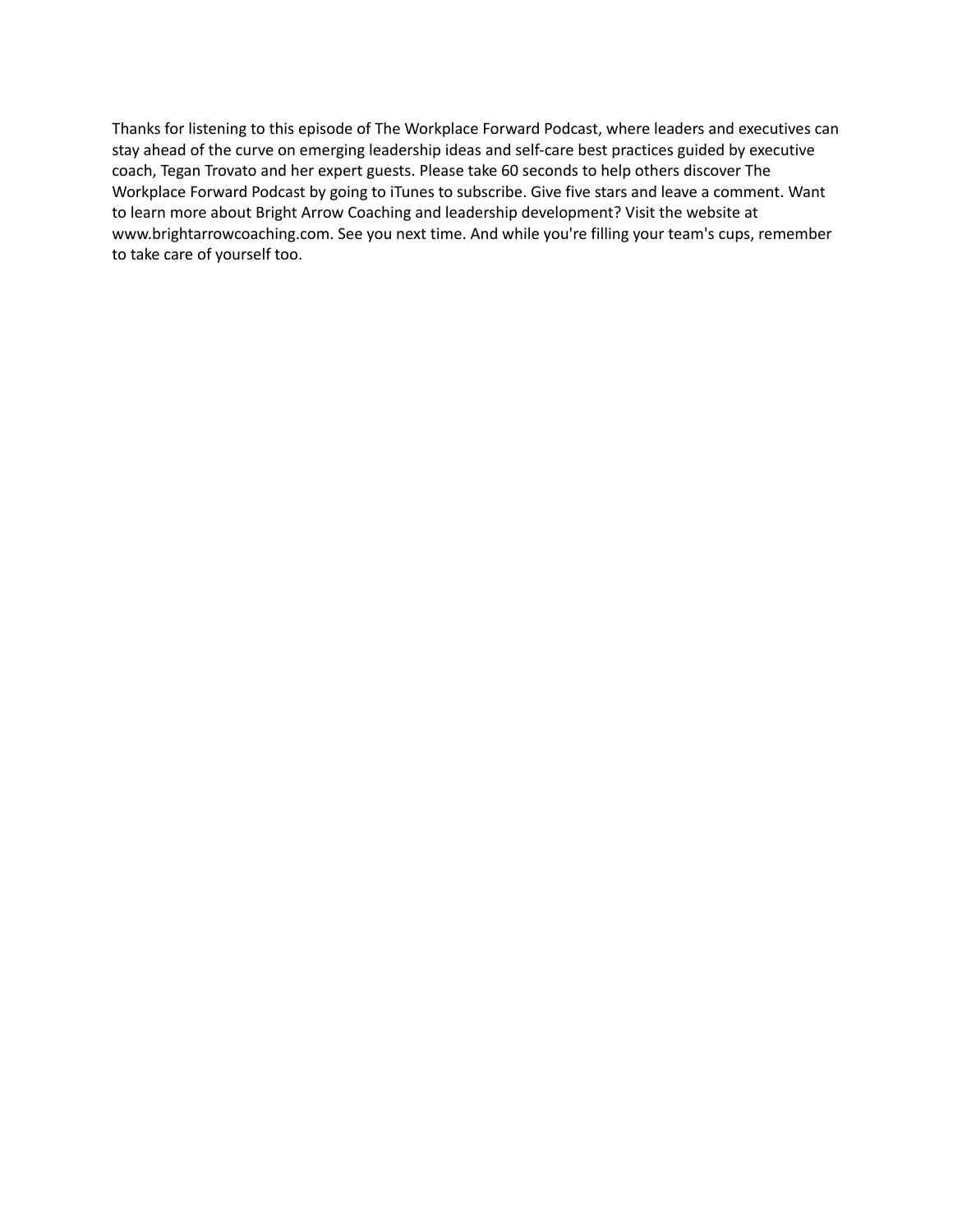Thanks for listening to this episode of The Workplace Forward Podcast, where leaders and executives can stay ahead of the curve on emerging leadership ideas and self-care best practices guided by executive coach, Tegan Trovato and her expert guests. Please take 60 seconds to help others discover The Workplace Forward Podcast by going to iTunes to subscribe. Give five stars and leave a comment. Want to learn more about Bright Arrow Coaching and leadership development? Visit the website at www.brightarrowcoaching.com. See you next time. And while you're filling your team's cups, remember to take care of yourself too.